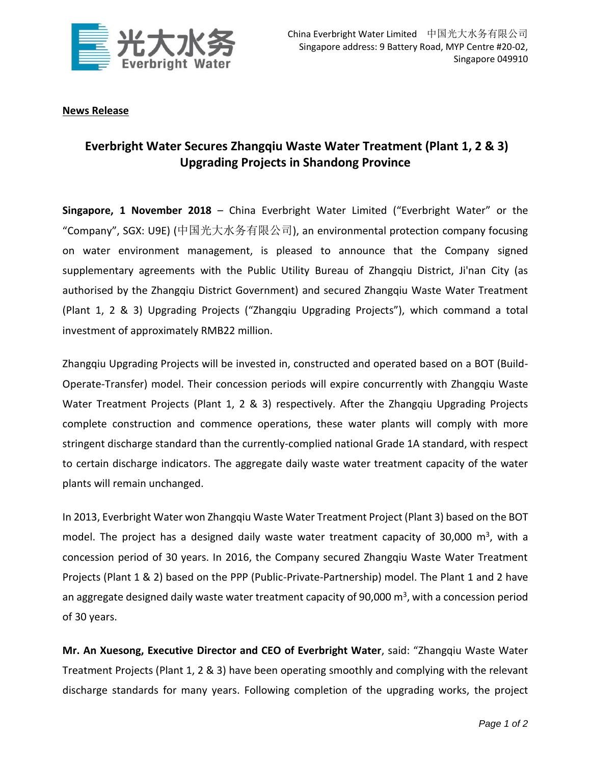China Everbright Water Limited 中国光大水务有限公司
Singapore address: 9 Battery Road, MYP Centre #20-02,
Singapore 049910

**News Release**

# Everbright Water Secures Zhangqiu Waste Water Treatment (Plant 1, 2 & 3) Upgrading Projects in Shandong Province

**Singapore, 1 November 2018** – China Everbright Water Limited ("Everbright Water" or the "Company", SGX: U9E) (中国光大水务有限公司), an environmental protection company focusing on water environment management, is pleased to announce that the Company signed supplementary agreements with the Public Utility Bureau of Zhangqiu District, Ji'nan City (as authorised by the Zhangqiu District Government) and secured Zhangqiu Waste Water Treatment (Plant 1, 2 & 3) Upgrading Projects ("Zhangqiu Upgrading Projects"), which command a total investment of approximately RMB22 million.

Zhangqiu Upgrading Projects will be invested in, constructed and operated based on a BOT (Build-Operate-Transfer) model. Their concession periods will expire concurrently with Zhangqiu Waste Water Treatment Projects (Plant 1, 2 & 3) respectively. After the Zhangqiu Upgrading Projects complete construction and commence operations, these water plants will comply with more stringent discharge standard than the currently-complied national Grade 1A standard, with respect to certain discharge indicators. The aggregate daily waste water treatment capacity of the water plants will remain unchanged.

In 2013, Everbright Water won Zhangqiu Waste Water Treatment Project (Plant 3) based on the BOT model. The project has a designed daily waste water treatment capacity of 30,000 $m^3$, with a concession period of 30 years. In 2016, the Company secured Zhangqiu Waste Water Treatment Projects (Plant 1 & 2) based on the PPP (Public-Private-Partnership) model. The Plant 1 and 2 have an aggregate designed daily waste water treatment capacity of 90,000 $m^3$, with a concession period of 30 years.

**Mr. An Xuesong, Executive Director and CEO of Everbright Water**, said: "Zhangqiu Waste Water Treatment Projects (Plant 1, 2 & 3) have been operating smoothly and complying with the relevant discharge standards for many years. Following completion of the upgrading works, the project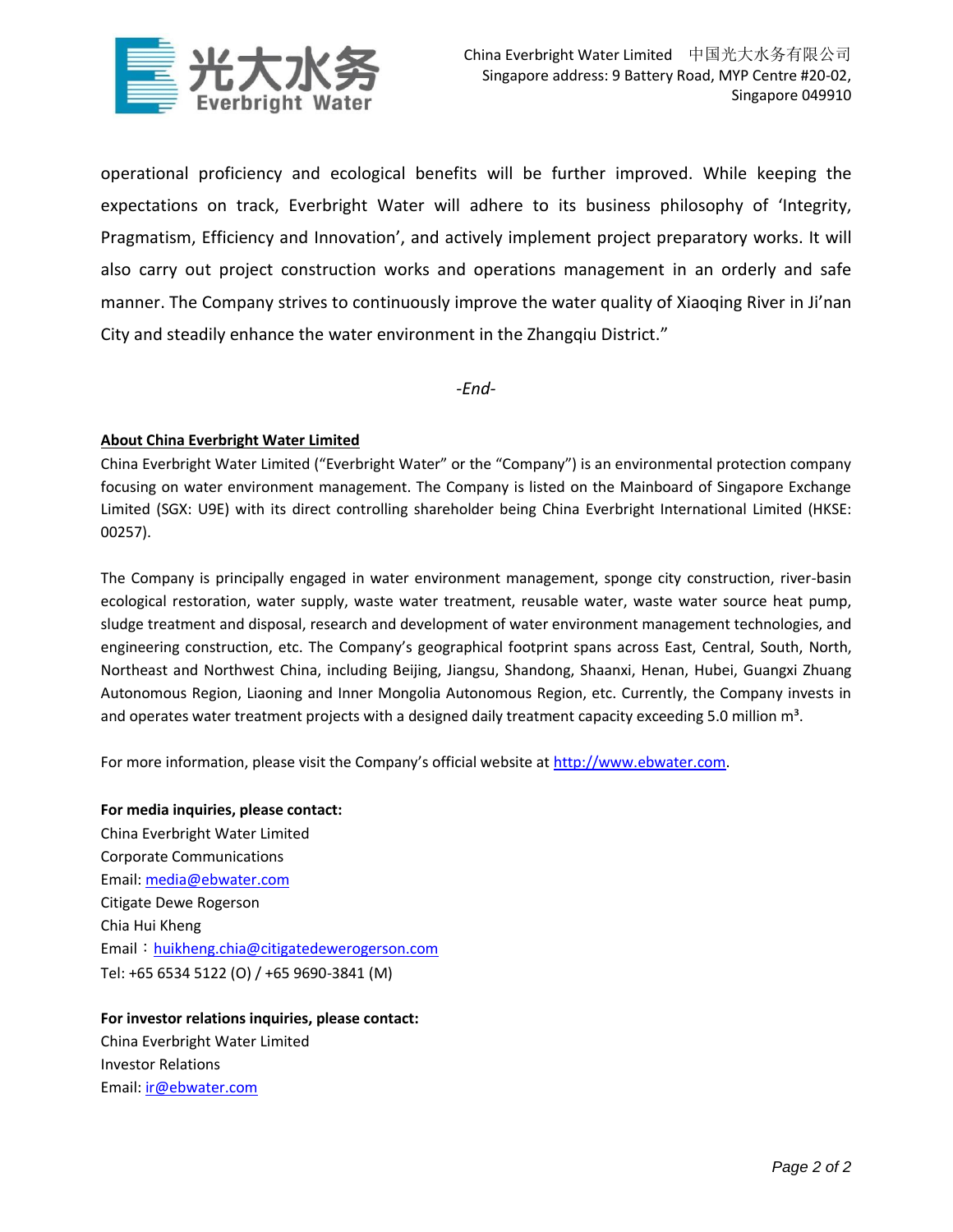operational proficiency and ecological benefits will be further improved. While keeping the expectations on track, Everbright Water will adhere to its business philosophy of 'Integrity, Pragmatism, Efficiency and Innovation', and actively implement project preparatory works. It will also carry out project construction works and operations management in an orderly and safe manner. The Company strives to continuously improve the water quality of Xiaoqing River in Ji'nan City and steadily enhance the water environment in the Zhangqiu District."

*-End-*

**About China Everbright Water Limited**

China Everbright Water Limited ("Everbright Water" or the "Company") is an environmental protection company focusing on water environment management. The Company is listed on the Mainboard of Singapore Exchange Limited (SGX: U9E) with its direct controlling shareholder being China Everbright International Limited (HKSE: 00257).

The Company is principally engaged in water environment management, sponge city construction, river-basin ecological restoration, water supply, waste water treatment, reusable water, waste water source heat pump, sludge treatment and disposal, research and development of water environment management technologies, and engineering construction, etc. The Company's geographical footprint spans across East, Central, South, North, Northeast and Northwest China, including Beijing, Jiangsu, Shandong, Shaanxi, Henan, Hubei, Guangxi Zhuang Autonomous Region, Liaoning and Inner Mongolia Autonomous Region, etc. Currently, the Company invests in and operates water treatment projects with a designed daily treatment capacity exceeding 5.0 million $m^3$.

For more information, please visit the Company's official website at http://www.ebwater.com.

**For media inquiries, please contact:**

China Everbright Water Limited
Corporate Communications
Email: media@ebwater.com
Citigate Dewe Rogerson
Chia Hui Kheng
Email：huikheng.chia@citigatedewerogerson.com
Tel: +65 6534 5122 (O) / +65 9690-3841 (M)

**For investor relations inquiries, please contact:**

China Everbright Water Limited
Investor Relations
Email: ir@ebwater.com